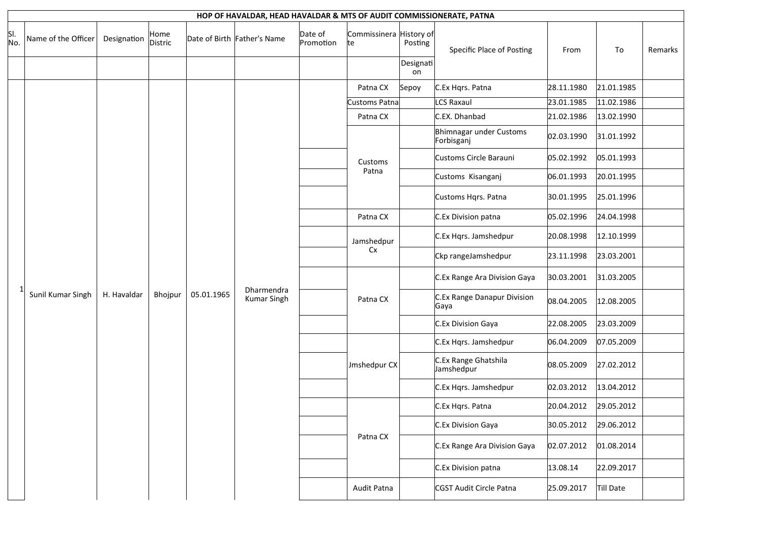**HOP OF HAVALDAR, HEAD HAVALDAR & MTS OF AUDIT COMMISSIONERATE, PATNA**

| Sl. No. | Name of the Officer | Designation | Home Distric | Date of Birth | Father's Name | Date of Promotion | Commissinerate | History of Posting | Specific Place of Posting | From | To | Remarks |
|---|---|---|---|---|---|---|---|---|---|---|---|---|
| | | | | | | | | Designation | | | | |
| 1 | Sunil Kumar Singh | H. Havaldar | Bhojpur | 05.01.1965 | Dharmendra Kumar Singh | | Patna CX | Sepoy | C.Ex Hqrs. Patna | 28.11.1980 | 21.01.1985 | |
| | | | | | | | Customs Patna | | LCS Raxaul | 23.01.1985 | 11.02.1986 | |
| | | | | | | | Patna CX | | C.EX. Dhanbad | 21.02.1986 | 13.02.1990 | |
| | | | | | | | Customs Patna | | Bhimnagar under Customs Forbisganj | 02.03.1990 | 31.01.1992 | |
| | | | | | | | | | Customs Circle Barauni | 05.02.1992 | 05.01.1993 | |
| | | | | | | | | | Customs Kisanganj | 06.01.1993 | 20.01.1995 | |
| | | | | | | | | | Customs Hqrs. Patna | 30.01.1995 | 25.01.1996 | |
| | | | | | | | Patna CX | | C.Ex Division patna | 05.02.1996 | 24.04.1998 | |
| | | | | | | | Jamshedpur Cx | | C.Ex Hqrs. Jamshedpur | 20.08.1998 | 12.10.1999 | |
| | | | | | | | | | Ckp rangeJamshedpur | 23.11.1998 | 23.03.2001 | |
| | | | | | | | Patna CX | | C.Ex Range Ara Division Gaya | 30.03.2001 | 31.03.2005 | |
| | | | | | | | | | C.Ex Range Danapur Division Gaya | 08.04.2005 | 12.08.2005 | |
| | | | | | | | | | C.Ex Division Gaya | 22.08.2005 | 23.03.2009 | |
| | | | | | | | Jmshedpur CX | | C.Ex Hqrs. Jamshedpur | 06.04.2009 | 07.05.2009 | |
| | | | | | | | | | C.Ex Range Ghatshila Jamshedpur | 08.05.2009 | 27.02.2012 | |
| | | | | | | | | | C.Ex Hqrs. Jamshedpur | 02.03.2012 | 13.04.2012 | |
| | | | | | | | Patna CX | | C.Ex Hqrs. Patna | 20.04.2012 | 29.05.2012 | |
| | | | | | | | | | C.Ex Division Gaya | 30.05.2012 | 29.06.2012 | |
| | | | | | | | | | C.Ex Range Ara Division Gaya | 02.07.2012 | 01.08.2014 | |
| | | | | | | | | | C.Ex Division patna | 13.08.14 | 22.09.2017 | |
| | | | | | | | Audit Patna | | CGST Audit Circle Patna | 25.09.2017 | Till Date | |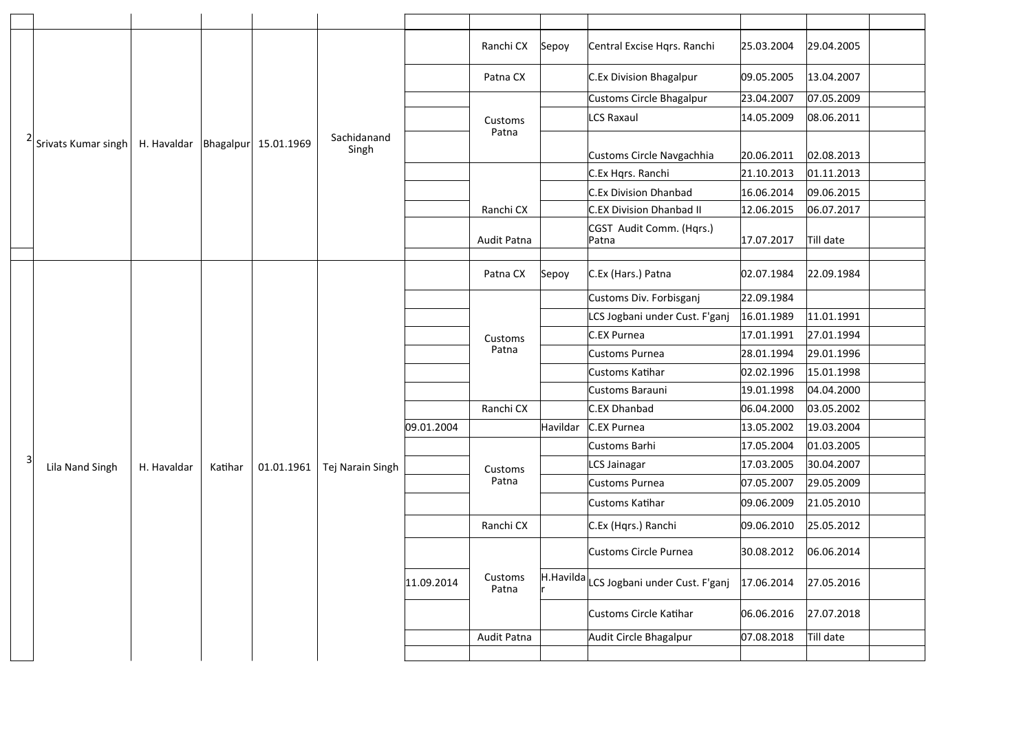| | | | | | | | | | | | |
|---|---|---|---|---|---|---|---|---|---|---|---|
| 2 | Srivats Kumar singh | H. Havaldar | Bhagalpur | 15.01.1969 | Sachidanand Singh | | Ranchi CX | Sepoy | Central Excise Hqrs. Ranchi | 25.03.2004 | 29.04.2005 | |
| | | | | | | | Patna CX | | C.Ex Division Bhagalpur | 09.05.2005 | 13.04.2007 | |
| | | | | | | | Customs Patna | | Customs Circle Bhagalpur | 23.04.2007 | 07.05.2009 | |
| | | | | | | | | | LCS Raxaul | 14.05.2009 | 08.06.2011 | |
| | | | | | | | | | Customs Circle Navgachhia | 20.06.2011 | 02.08.2013 | |
| | | | | | | | Ranchi CX | | C.Ex Hqrs. Ranchi | 21.10.2013 | 01.11.2013 | |
| | | | | | | | | | C.Ex Division Dhanbad | 16.06.2014 | 09.06.2015 | |
| | | | | | | | | | C.EX Division Dhanbad II | 12.06.2015 | 06.07.2017 | |
| | | | | | | | Audit Patna | | CGST Audit Comm. (Hqrs.) Patna | 17.07.2017 | Till date | |
| 3 | Lila Nand Singh | H. Havaldar | Katihar | 01.01.1961 | Tej Narain Singh | | Patna CX | Sepoy | C.Ex (Hars.) Patna | 02.07.1984 | 22.09.1984 | |
| | | | | | | | Customs Patna | | Customs Div. Forbisganj | 22.09.1984 | | |
| | | | | | | | | | LCS Jogbani under Cust. F'ganj | 16.01.1989 | 11.01.1991 | |
| | | | | | | | | | C.EX Purnea | 17.01.1991 | 27.01.1994 | |
| | | | | | | | | | Customs Purnea | 28.01.1994 | 29.01.1996 | |
| | | | | | | | | | Customs Katihar | 02.02.1996 | 15.01.1998 | |
| | | | | | | | | | Customs Barauni | 19.01.1998 | 04.04.2000 | |
| | | | | | | | Ranchi CX | | C.EX Dhanbad | 06.04.2000 | 03.05.2002 | |
| | | | | | | 09.01.2004 | | Havildar | C.EX Purnea | 13.05.2002 | 19.03.2004 | |
| | | | | | | | Customs Patna | | Customs Barhi | 17.05.2004 | 01.03.2005 | |
| | | | | | | | | | LCS Jainagar | 17.03.2005 | 30.04.2007 | |
| | | | | | | | | | Customs Purnea | 07.05.2007 | 29.05.2009 | |
| | | | | | | | | | Customs Katihar | 09.06.2009 | 21.05.2010 | |
| | | | | | | | Ranchi CX | | C.Ex (Hqrs.) Ranchi | 09.06.2010 | 25.05.2012 | |
| | | | | | | | Customs Patna | | Customs Circle Purnea | 30.08.2012 | 06.06.2014 | |
| | | | | | | 11.09.2014 | | H.Havildar | LCS Jogbani under Cust. F'ganj | 17.06.2014 | 27.05.2016 | |
| | | | | | | | | | Customs Circle Katihar | 06.06.2016 | 27.07.2018 | |
| | | | | | | | Audit Patna | | Audit Circle Bhagalpur | 07.08.2018 | Till date | |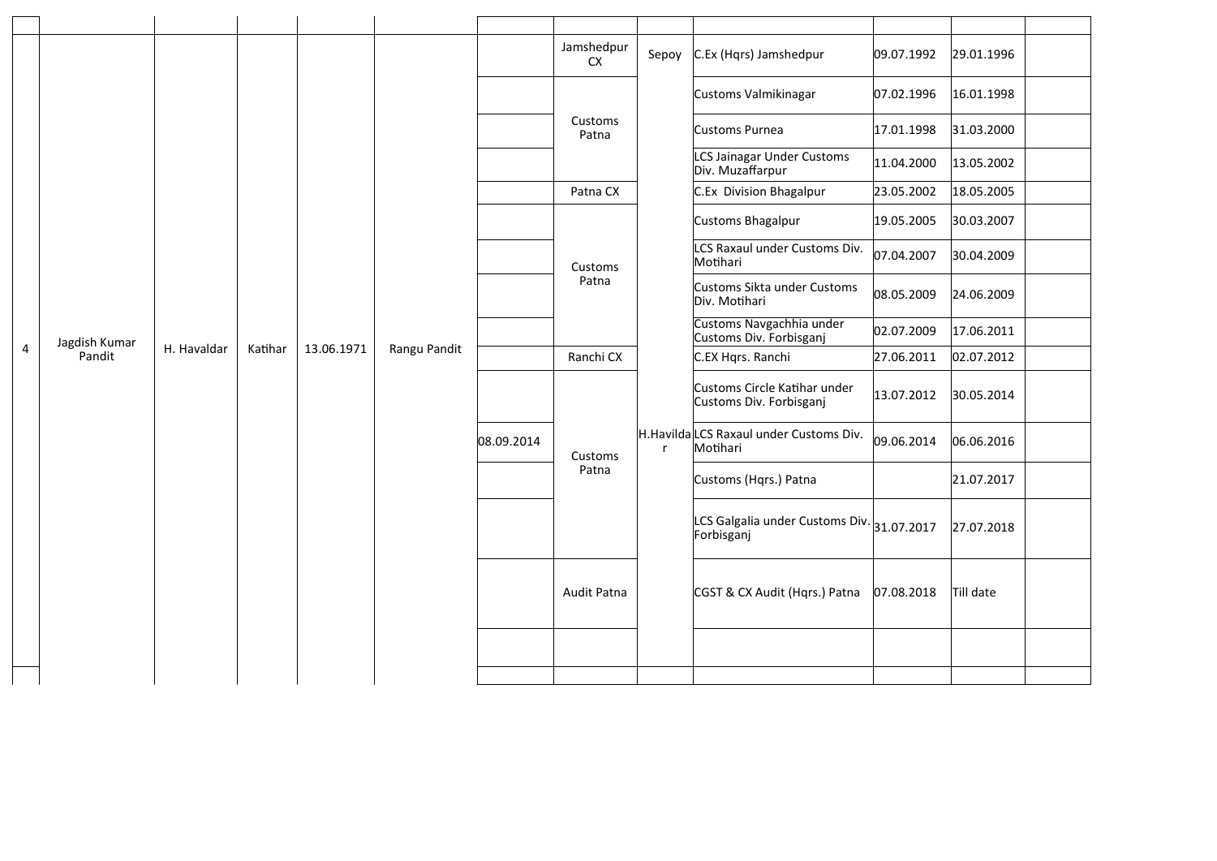| | | | | | | | | | | | | |
|---|---|---|---|---|---|---|---|---|---|---|---|---|
| 4 | Jagdish Kumar Pandit | H. Havaldar | Katihar | 13.06.1971 | Rangu Pandit | | Jamshedpur CX | Sepoy | C.Ex (Hqrs) Jamshedpur | 09.07.1992 | 29.01.1996 | |
| | | | | | | | Customs Patna | | Customs Valmikinagar | 07.02.1996 | 16.01.1998 | |
| | | | | | | | | | Customs Purnea | 17.01.1998 | 31.03.2000 | |
| | | | | | | | | | LCS Jainagar Under Customs Div. Muzaffarpur | 11.04.2000 | 13.05.2002 | |
| | | | | | | | Patna CX | | C.Ex Division Bhagalpur | 23.05.2002 | 18.05.2005 | |
| | | | | | | | Customs Patna | | Customs Bhagalpur | 19.05.2005 | 30.03.2007 | |
| | | | | | | | | | LCS Raxaul under Customs Div. Motihari | 07.04.2007 | 30.04.2009 | |
| | | | | | | | | | Customs Sikta under Customs Div. Motihari | 08.05.2009 | 24.06.2009 | |
| | | | | | | | | | Customs Navgachhia under Customs Div. Forbisganj | 02.07.2009 | 17.06.2011 | |
| | | | | | | | Ranchi CX | | C.EX Hqrs. Ranchi | 27.06.2011 | 02.07.2012 | |
| | | | | | | | Customs Patna | | Customs Circle Katihar under Customs Div. Forbisganj | 13.07.2012 | 30.05.2014 | |
| | | | | | | 08.09.2014 | | H.Havildar | LCS Raxaul under Customs Div. Motihari | 09.06.2014 | 06.06.2016 | |
| | | | | | | | | | Customs (Hqrs.) Patna | | 21.07.2017 | |
| | | | | | | | | | LCS Galgalia under Customs Div. Forbisganj | 31.07.2017 | 27.07.2018 | |
| | | | | | | | Audit Patna | | CGST & CX Audit (Hqrs.) Patna | 07.08.2018 | Till date | |
| | | | | | | | | | | | | |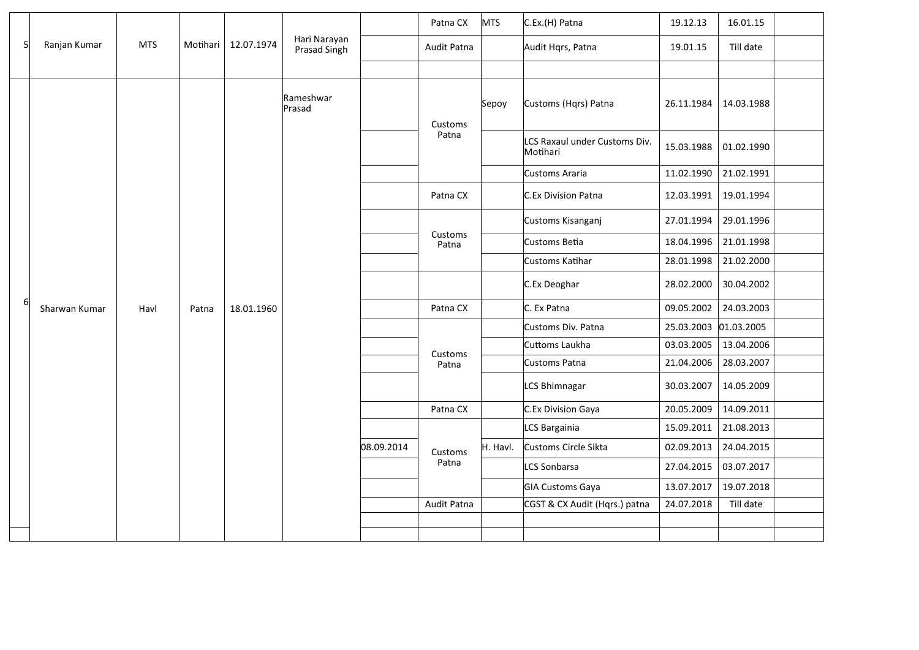| | | | | | | | | | | | |
|---|---|---|---|---|---|---|---|---|---|---|---|
| | | | | | | Patna CX | MTS | C.Ex.(H) Patna | 19.12.13 | 16.01.15 | |
| 5 | Ranjan Kumar | MTS | Motihari | 12.07.1974 | Hari Narayan Prasad Singh | | Audit Patna | | Audit Hqrs, Patna | 19.01.15 | Till date | |
| | | | | | | | | | | | |
| 6 | Sharwan Kumar | Havl | Patna | 18.01.1960 | Rameshwar Prasad | | Customs Patna | Sepoy | Customs (Hqrs) Patna | 26.11.1984 | 14.03.1988 | |
| | | | | | | | | | LCS Raxaul under Customs Div. Motihari | 15.03.1988 | 01.02.1990 | |
| | | | | | | | | | Customs Araria | 11.02.1990 | 21.02.1991 | |
| | | | | | | | Patna CX | | C.Ex Division Patna | 12.03.1991 | 19.01.1994 | |
| | | | | | | | Customs Patna | | Customs Kisanganj | 27.01.1994 | 29.01.1996 | |
| | | | | | | | | | Customs Betia | 18.04.1996 | 21.01.1998 | |
| | | | | | | | | | Customs Katihar | 28.01.1998 | 21.02.2000 | |
| | | | | | | | | | C.Ex Deoghar | 28.02.2000 | 30.04.2002 | |
| | | | | | | | Patna CX | | C. Ex Patna | 09.05.2002 | 24.03.2003 | |
| | | | | | | | Customs Patna | | Customs Div. Patna | 25.03.2003 | 01.03.2005 | |
| | | | | | | | | | Cuttoms Laukha | 03.03.2005 | 13.04.2006 | |
| | | | | | | | | | Customs Patna | 21.04.2006 | 28.03.2007 | |
| | | | | | | | | | LCS Bhimnagar | 30.03.2007 | 14.05.2009 | |
| | | | | | | | Patna CX | | C.Ex Division Gaya | 20.05.2009 | 14.09.2011 | |
| | | | | | | | Customs Patna | | LCS Bargainia | 15.09.2011 | 21.08.2013 | |
| | | | | | | 08.09.2014 | | H. Havl. | Customs Circle Sikta | 02.09.2013 | 24.04.2015 | |
| | | | | | | | | | LCS Sonbarsa | 27.04.2015 | 03.07.2017 | |
| | | | | | | | | | GIA Customs Gaya | 13.07.2017 | 19.07.2018 | |
| | | | | | | | Audit Patna | | CGST & CX Audit (Hqrs.) patna | 24.07.2018 | Till date | |
| | | | | | | | | | | | | |
| | | | | | | | | | | | | |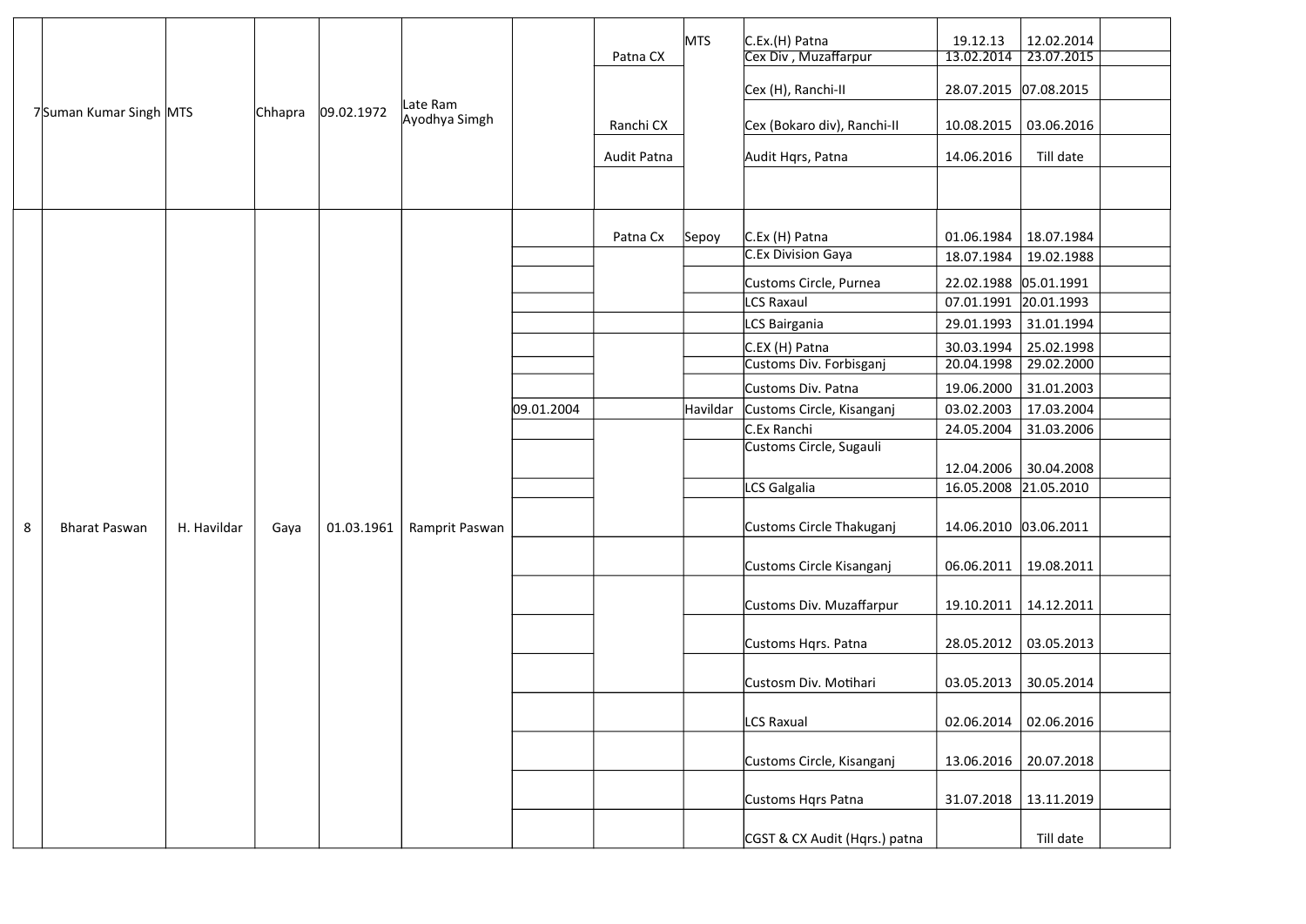| | | | | | | | | | | | | |
|---|---|---|---|---|---|---|---|---|---|---|---|---|
| 7 | Suman Kumar Singh | MTS | Chhapra | 09.02.1972 | Late Ram Ayodhya Simgh | | Patna CX | MTS | C.Ex.(H) Patna | 19.12.13 | 12.02.2014 | |
| | | | | | | | | | Cex Div , Muzaffarpur | 13.02.2014 | 23.07.2015 | |
| | | | | | | | Ranchi CX | | Cex (H), Ranchi-II | 28.07.2015 | 07.08.2015 | |
| | | | | | | | | | Cex (Bokaro div), Ranchi-II | 10.08.2015 | 03.06.2016 | |
| | | | | | | | Audit Patna | | Audit Hqrs, Patna | 14.06.2016 | Till date | |
| | | | | | | | | | | | | |
| 8 | Bharat Paswan | H. Havildar | Gaya | 01.03.1961 | Ramprit Paswan | | Patna Cx | Sepoy | C.Ex (H) Patna | 01.06.1984 | 18.07.1984 | |
| | | | | | | | | | C.Ex Division Gaya | 18.07.1984 | 19.02.1988 | |
| | | | | | | | | | Customs Circle, Purnea | 22.02.1988 | 05.01.1991 | |
| | | | | | | | | | LCS Raxaul | 07.01.1991 | 20.01.1993 | |
| | | | | | | | | | LCS Bairgania | 29.01.1993 | 31.01.1994 | |
| | | | | | | | | | C.EX (H) Patna | 30.03.1994 | 25.02.1998 | |
| | | | | | | | | | Customs Div. Forbisganj | 20.04.1998 | 29.02.2000 | |
| | | | | | | | | | Customs Div. Patna | 19.06.2000 | 31.01.2003 | |
| | | | | | | 09.01.2004 | | Havildar | Customs Circle, Kisanganj | 03.02.2003 | 17.03.2004 | |
| | | | | | | | | | C.Ex Ranchi | 24.05.2004 | 31.03.2006 | |
| | | | | | | | | | Customs Circle, Sugauli | 12.04.2006 | 30.04.2008 | |
| | | | | | | | | | LCS Galgalia | 16.05.2008 | 21.05.2010 | |
| | | | | | | | | | Customs Circle Thakuganj | 14.06.2010 | 03.06.2011 | |
| | | | | | | | | | Customs Circle Kisanganj | 06.06.2011 | 19.08.2011 | |
| | | | | | | | | | Customs Div. Muzaffarpur | 19.10.2011 | 14.12.2011 | |
| | | | | | | | | | Customs Hqrs. Patna | 28.05.2012 | 03.05.2013 | |
| | | | | | | | | | Custosm Div. Motihari | 03.05.2013 | 30.05.2014 | |
| | | | | | | | | | LCS Raxual | 02.06.2014 | 02.06.2016 | |
| | | | | | | | | | Customs Circle, Kisanganj | 13.06.2016 | 20.07.2018 | |
| | | | | | | | | | Customs Hqrs Patna | 31.07.2018 | 13.11.2019 | |
| | | | | | | | | | CGST & CX Audit (Hqrs.) patna | | Till date | |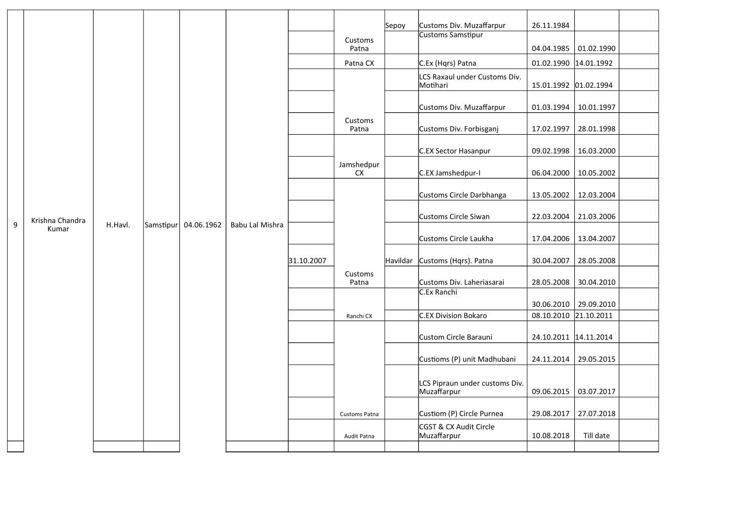| | | | | | | | | | | | | |
|---|---|---|---|---|---|---|---|---|---|---|---|---|
| 9 | Krishna Chandra Kumar | H.Havl. | Samstipur | 04.06.1962 | Babu Lal Mishra | | | Sepoy | Customs Div. Muzaffarpur | 26.11.1984 | | |
| | | | | | | | Customs Patna | | Customs Samstipur | 04.04.1985 | 01.02.1990 | |
| | | | | | | | Patna CX | | C.Ex (Hqrs) Patna | 01.02.1990 | 14.01.1992 | |
| | | | | | | | | | LCS Raxaul under Customs Div. Motihari | 15.01.1992 | 01.02.1994 | |
| | | | | | | | | | Customs Div. Muzaffarpur | 01.03.1994 | 10.01.1997 | |
| | | | | | | | Customs Patna | | Customs Div. Forbisganj | 17.02.1997 | 28.01.1998 | |
| | | | | | | | | | C.EX Sector Hasanpur | 09.02.1998 | 16.03.2000 | |
| | | | | | | | Jamshedpur CX | | C.EX Jamshedpur-I | 06.04.2000 | 10.05.2002 | |
| | | | | | | | | | Customs Circle Darbhanga | 13.05.2002 | 12.03.2004 | |
| | | | | | | | | | Customs Circle Siwan | 22.03.2004 | 21.03.2006 | |
| | | | | | | | | | Customs Circle Laukha | 17.04.2006 | 13.04.2007 | |
| | | | | | | 31.10.2007 | | Havildar | Customs (Hqrs). Patna | 30.04.2007 | 28.05.2008 | |
| | | | | | | | Customs Patna | | Customs Div. Laheriasarai | 28.05.2008 | 30.04.2010 | |
| | | | | | | | | | C.Ex Ranchi | 30.06.2010 | 29.09.2010 | |
| | | | | | | | Ranchi CX | | C.EX Division Bokaro | 08.10.2010 | 21.10.2011 | |
| | | | | | | | | | Custom Circle Barauni | 24.10.2011 | 14.11.2014 | |
| | | | | | | | | | Custioms (P) unit Madhubani | 24.11.2014 | 29.05.2015 | |
| | | | | | | | | | LCS Pipraun under customs Div. Muzaffarpur | 09.06.2015 | 03.07.2017 | |
| | | | | | | | Customs Patna | | Custiom (P) Circle Purnea | 29.08.2017 | 27.07.2018 | |
| | | | | | | | Audit Patna | | CGST & CX Audit Circle Muzaffarpur | 10.08.2018 | Till date | |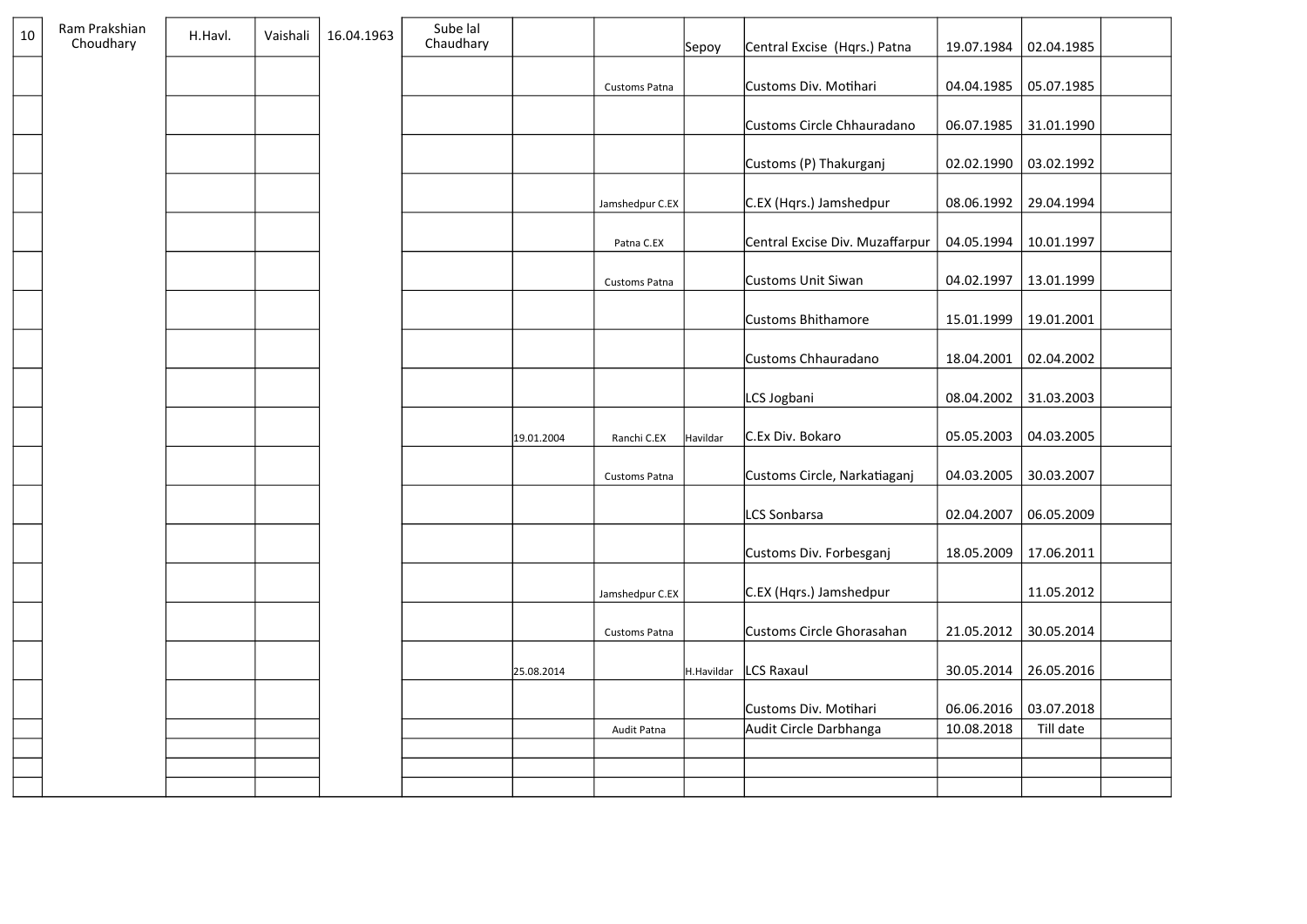| | | | | | | | | | | | | |
|---|---|---|---|---|---|---|---|---|---|---|---|---|
| 10 | Ram Prakshian Choudhary | H.Havl. | Vaishali | 16.04.1963 | Sube lal Chaudhary | | | Sepoy | Central Excise (Hqrs.) Patna | 19.07.1984 | 02.04.1985 | |
| | | | | | | | Customs Patna | | Customs Div. Motihari | 04.04.1985 | 05.07.1985 | |
| | | | | | | | | | Customs Circle Chhauradano | 06.07.1985 | 31.01.1990 | |
| | | | | | | | | | Customs (P) Thakurganj | 02.02.1990 | 03.02.1992 | |
| | | | | | | | Jamshedpur C.EX | | C.EX (Hqrs.) Jamshedpur | 08.06.1992 | 29.04.1994 | |
| | | | | | | | Patna C.EX | | Central Excise Div. Muzaffarpur | 04.05.1994 | 10.01.1997 | |
| | | | | | | | Customs Patna | | Customs Unit Siwan | 04.02.1997 | 13.01.1999 | |
| | | | | | | | | | Customs Bhithamore | 15.01.1999 | 19.01.2001 | |
| | | | | | | | | | Customs Chhauradano | 18.04.2001 | 02.04.2002 | |
| | | | | | | | | | LCS Jogbani | 08.04.2002 | 31.03.2003 | |
| | | | | | | 19.01.2004 | Ranchi C.EX | Havildar | C.Ex Div. Bokaro | 05.05.2003 | 04.03.2005 | |
| | | | | | | | Customs Patna | | Customs Circle, Narkatiaganj | 04.03.2005 | 30.03.2007 | |
| | | | | | | | | | LCS Sonbarsa | 02.04.2007 | 06.05.2009 | |
| | | | | | | | | | Customs Div. Forbesganj | 18.05.2009 | 17.06.2011 | |
| | | | | | | | Jamshedpur C.EX | | C.EX (Hqrs.) Jamshedpur | | 11.05.2012 | |
| | | | | | | | Customs Patna | | Customs Circle Ghorasahan | 21.05.2012 | 30.05.2014 | |
| | | | | | | 25.08.2014 | | H.Havildar | LCS Raxaul | 30.05.2014 | 26.05.2016 | |
| | | | | | | | | | Customs Div. Motihari | 06.06.2016 | 03.07.2018 | |
| | | | | | | | Audit Patna | | Audit Circle Darbhanga | 10.08.2018 | Till date | |
| | | | | | | | | | | | | |
| | | | | | | | | | | | | |
| | | | | | | | | | | | | |